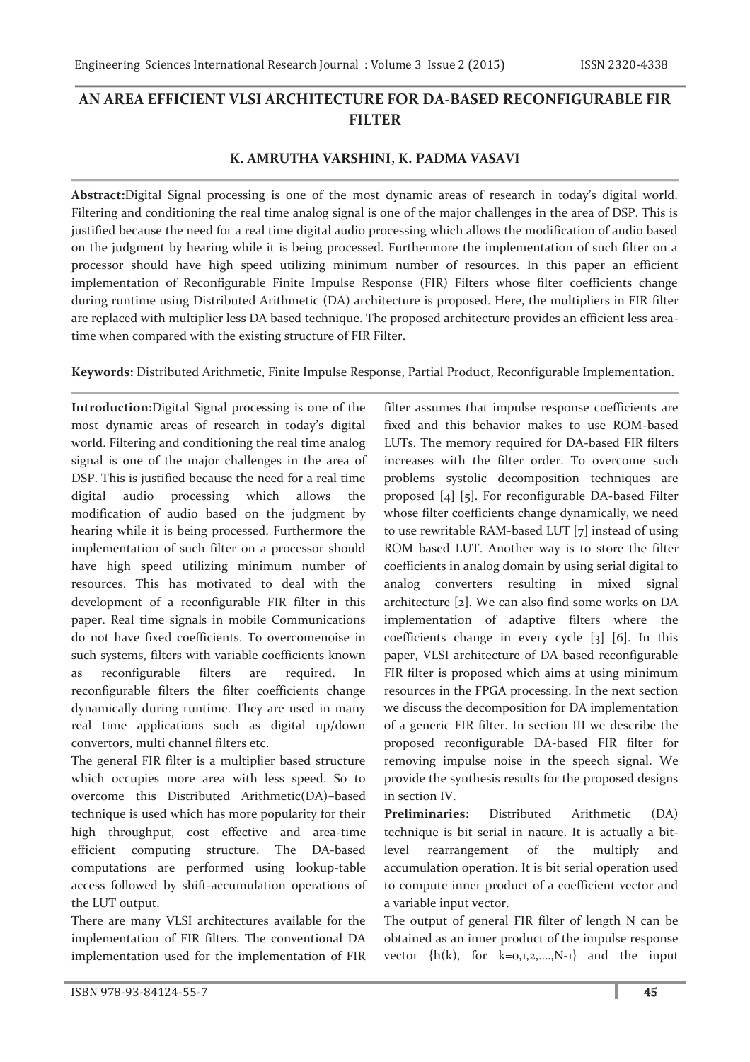# AN AREA EFFICIENT VLSI ARCHITECTURE FOR DA-BASED RECONFIGURABLE FIR FILTER

**K. AMRUTHA VARSHINI, K. PADMA VASAVI**

**Abstract:**Digital Signal processing is one of the most dynamic areas of research in today's digital world. Filtering and conditioning the real time analog signal is one of the major challenges in the area of DSP. This is justified because the need for a real time digital audio processing which allows the modification of audio based on the judgment by hearing while it is being processed. Furthermore the implementation of such filter on a processor should have high speed utilizing minimum number of resources. In this paper an efficient implementation of Reconfigurable Finite Impulse Response (FIR) Filters whose filter coefficients change during runtime using Distributed Arithmetic (DA) architecture is proposed. Here, the multipliers in FIR filter are replaced with multiplier less DA based technique. The proposed architecture provides an efficient less area-time when compared with the existing structure of FIR Filter.

**Keywords:** Distributed Arithmetic, Finite Impulse Response, Partial Product, Reconfigurable Implementation.

**Introduction:**Digital Signal processing is one of the most dynamic areas of research in today's digital world. Filtering and conditioning the real time analog signal is one of the major challenges in the area of DSP. This is justified because the need for a real time digital audio processing which allows the modification of audio based on the judgment by hearing while it is being processed. Furthermore the implementation of such filter on a processor should have high speed utilizing minimum number of resources. This has motivated to deal with the development of a reconfigurable FIR filter in this paper. Real time signals in mobile Communications do not have fixed coefficients. To overcomenoise in such systems, filters with variable coefficients known as reconfigurable filters are required. In reconfigurable filters the filter coefficients change dynamically during runtime. They are used in many real time applications such as digital up/down convertors, multi channel filters etc.

The general FIR filter is a multiplier based structure which occupies more area with less speed. So to overcome this Distributed Arithmetic(DA)–based technique is used which has more popularity for their high throughput, cost effective and area-time efficient computing structure. The DA-based computations are performed using lookup-table access followed by shift-accumulation operations of the LUT output.

There are many VLSI architectures available for the implementation of FIR filters. The conventional DA implementation used for the implementation of FIR filter assumes that impulse response coefficients are fixed and this behavior makes to use ROM-based LUTs. The memory required for DA-based FIR filters increases with the filter order. To overcome such problems systolic decomposition techniques are proposed [4] [5]. For reconfigurable DA-based Filter whose filter coefficients change dynamically, we need to use rewritable RAM-based LUT [7] instead of using ROM based LUT. Another way is to store the filter coefficients in analog domain by using serial digital to analog converters resulting in mixed signal architecture [2]. We can also find some works on DA implementation of adaptive filters where the coefficients change in every cycle [3] [6]. In this paper, VLSI architecture of DA based reconfigurable FIR filter is proposed which aims at using minimum resources in the FPGA processing. In the next section we discuss the decomposition for DA implementation of a generic FIR filter. In section III we describe the proposed reconfigurable DA-based FIR filter for removing impulse noise in the speech signal. We provide the synthesis results for the proposed designs in section IV.

**Preliminaries:** Distributed Arithmetic (DA) technique is bit serial in nature. It is actually a bit-level rearrangement of the multiply and accumulation operation. It is bit serial operation used to compute inner product of a coefficient vector and a variable input vector.

The output of general FIR filter of length N can be obtained as an inner product of the impulse response vector $\{h(k)$, for $k=0,1,2,\ldots,N-1\}$ and the input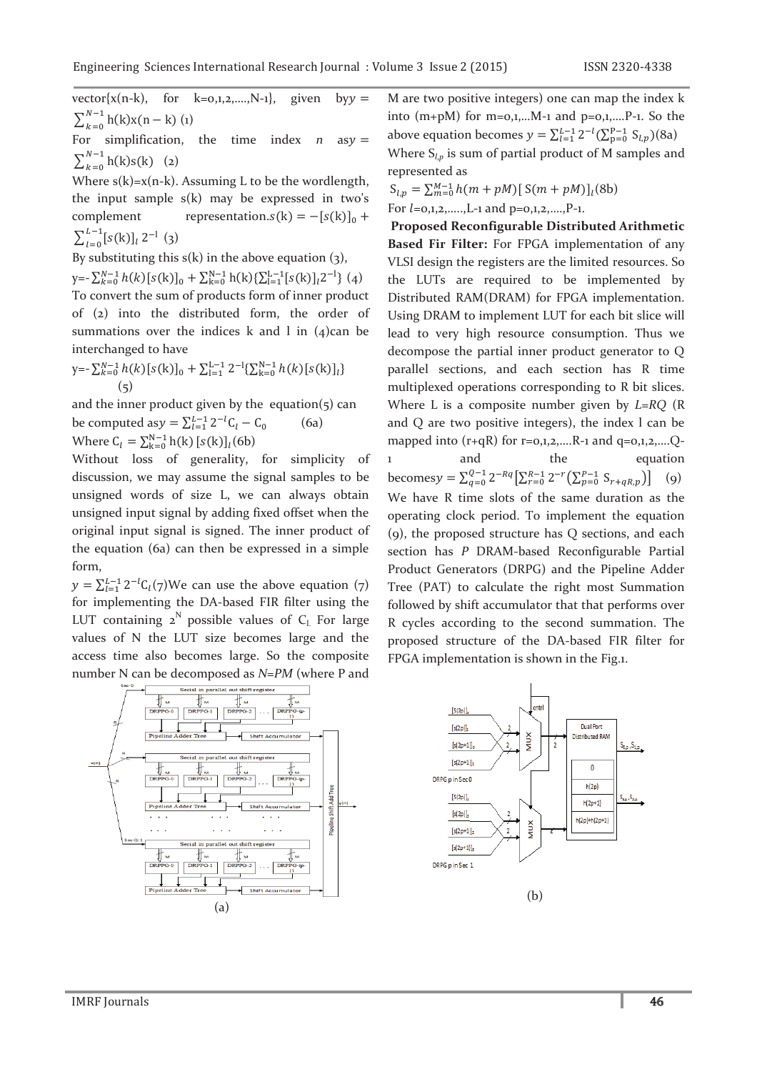vector{x(n-k), for k=0,1,2,....,N-1}, given by $y = \sum_{k=0}^{N-1} h(k)x(n-k)$ (1)

For simplification, the time index $n$ as $y = \sum_{k=0}^{N-1} h(k)s(k)$ (2)

Where s(k)=x(n-k). Assuming L to be the wordlength, the input sample s(k) may be expressed in two's complement representation. $s(k) = -[s(k)]_0 + \sum_{l=0}^{L-1}[s(k)]_l 2^{-l}$ (3)

By substituting this s(k) in the above equation (3),

$y = -\sum_{k=0}^{N-1} h(k)[s(k)]_0 + \sum_{k=0}^{N-1} h(k)\{\sum_{l=1}^{L-1}[s(k)]_l 2^{-l}\}$ (4)

To convert the sum of products form of inner product of (2) into the distributed form, the order of summations over the indices k and l in (4) can be interchanged to have

$$y = -\sum_{k=0}^{N-1} h(k)[s(k)]_0 + \sum_{l=1}^{L-1} 2^{-l}\{\sum_{k=0}^{N-1} h(k)[s(k)]_l\} \quad (5)$$

and the inner product given by the equation(5) can be computed as $y = \sum_{l=1}^{L-1} 2^{-l} C_l - C_0$ (6a)

Where $C_l = \sum_{k=0}^{N-1} h(k)\,[s(k)]_l$ (6b)

Without loss of generality, for simplicity of discussion, we may assume the signal samples to be unsigned words of size L, we can always obtain unsigned input signal by adding fixed offset when the original input signal is signed. The inner product of the equation (6a) can then be expressed in a simple form,

$y = \sum_{l=1}^{L-1} 2^{-l} C_l$ (7) We can use the above equation (7) for implementing the DA-based FIR filter using the LUT containing $2^N$ possible values of $C_l$. For large values of N the LUT size becomes large and the access time also becomes large. So the composite number N can be decomposed as $N=PM$ (where P and M are two positive integers) one can map the index k into (m+pM) for m=0,1,...M-1 and p=0,1,....P-1. So the above equation becomes $y = \sum_{l=1}^{L-1} 2^{-l}(\sum_{p=0}^{P-1} S_{l,p})$ (8a)

Where $S_{l,p}$ is sum of partial product of M samples and represented as

$S_{l,p} = \sum_{m=0}^{M-1} h(m+pM)[S(m+pM)]_l$ (8b)

For $l$=0,1,2,.....,L-1 and p=0,1,2,....,P-1.

**Proposed Reconfigurable Distributed Arithmetic Based Fir Filter:** For FPGA implementation of any VLSI design the registers are the limited resources. So the LUTs are required to be implemented by Distributed RAM(DRAM) for FPGA implementation. Using DRAM to implement LUT for each bit slice will lead to very high resource consumption. Thus we decompose the partial inner product generator to Q parallel sections, and each section has R time multiplexed operations corresponding to R bit slices. Where L is a composite number given by $L=RQ$ (R and Q are two positive integers), the index l can be mapped into (r+qR) for r=0,1,2,....R-1 and q=0,1,2,....Q-1 and the equation becomes $y = \sum_{q=0}^{Q-1} 2^{-Rq}\left[\sum_{r=0}^{R-1} 2^{-r}\left(\sum_{p=0}^{P-1} S_{r+qR,p}\right)\right]$ (9)

We have R time slots of the same duration as the operating clock period. To implement the equation (9), the proposed structure has Q sections, and each section has $P$ DRAM-based Reconfigurable Partial Product Generators (DRPG) and the Pipeline Adder Tree (PAT) to calculate the right most Summation followed by shift accumulator that that performs over R cycles according to the second summation. The proposed structure of the DA-based FIR filter for FPGA implementation is shown in the Fig.1.

(a)

(b)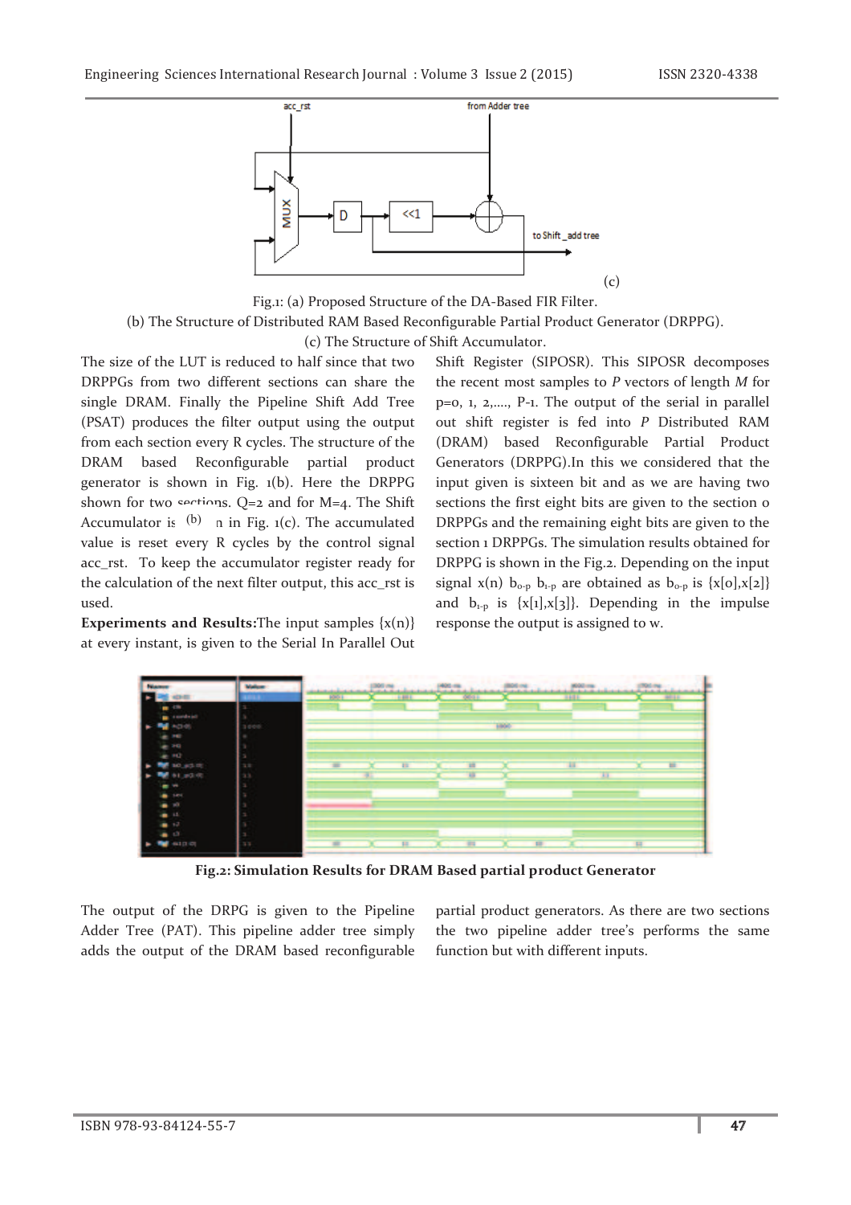acc_rst

from Adder tree

MUX

D

<<1

to Shift_add tree

(c)

Fig.1: (a) Proposed Structure of the DA-Based FIR Filter.

(b) The Structure of Distributed RAM Based Reconfigurable Partial Product Generator (DRPPG).

(c) The Structure of Shift Accumulator.

The size of the LUT is reduced to half since that two DRPPGs from two different sections can share the single DRAM. Finally the Pipeline Shift Add Tree (PSAT) produces the filter output using the output from each section every R cycles. The structure of the DRAM based Reconfigurable partial product generator is shown in Fig. 1(b). Here the DRPPG shown for two sections. Q=2 and for M=4. The Shift Accumulator is (b) n in Fig. 1(c). The accumulated value is reset every R cycles by the control signal acc_rst. To keep the accumulator register ready for the calculation of the next filter output, this acc_rst is used.

**Experiments and Results:** The input samples {x(n)} at every instant, is given to the Serial In Parallel Out Shift Register (SIPOSR). This SIPOSR decomposes the recent most samples to *P* vectors of length *M* for p=0, 1, 2,...., P-1. The output of the serial in parallel out shift register is fed into *P* Distributed RAM (DRAM) based Reconfigurable Partial Product Generators (DRPPG).In this we considered that the input given is sixteen bit and as we are having two sections the first eight bits are given to the section o DRPPGs and the remaining eight bits are given to the section 1 DRPPGs. The simulation results obtained for DRPPG is shown in the Fig.2. Depending on the input signal x(n) $b_{0\text{-}p}$ $b_{1\text{-}p}$ are obtained as $b_{0\text{-}p}$ is {x[0],x[2]} and $b_{1\text{-}p}$ is {x[1],x[3]}. Depending in the impulse response the output is assigned to w.

**Fig.2: Simulation Results for DRAM Based partial product Generator**

The output of the DRPG is given to the Pipeline Adder Tree (PAT). This pipeline adder tree simply adds the output of the DRAM based reconfigurable partial product generators. As there are two sections the two pipeline adder tree's performs the same function but with different inputs.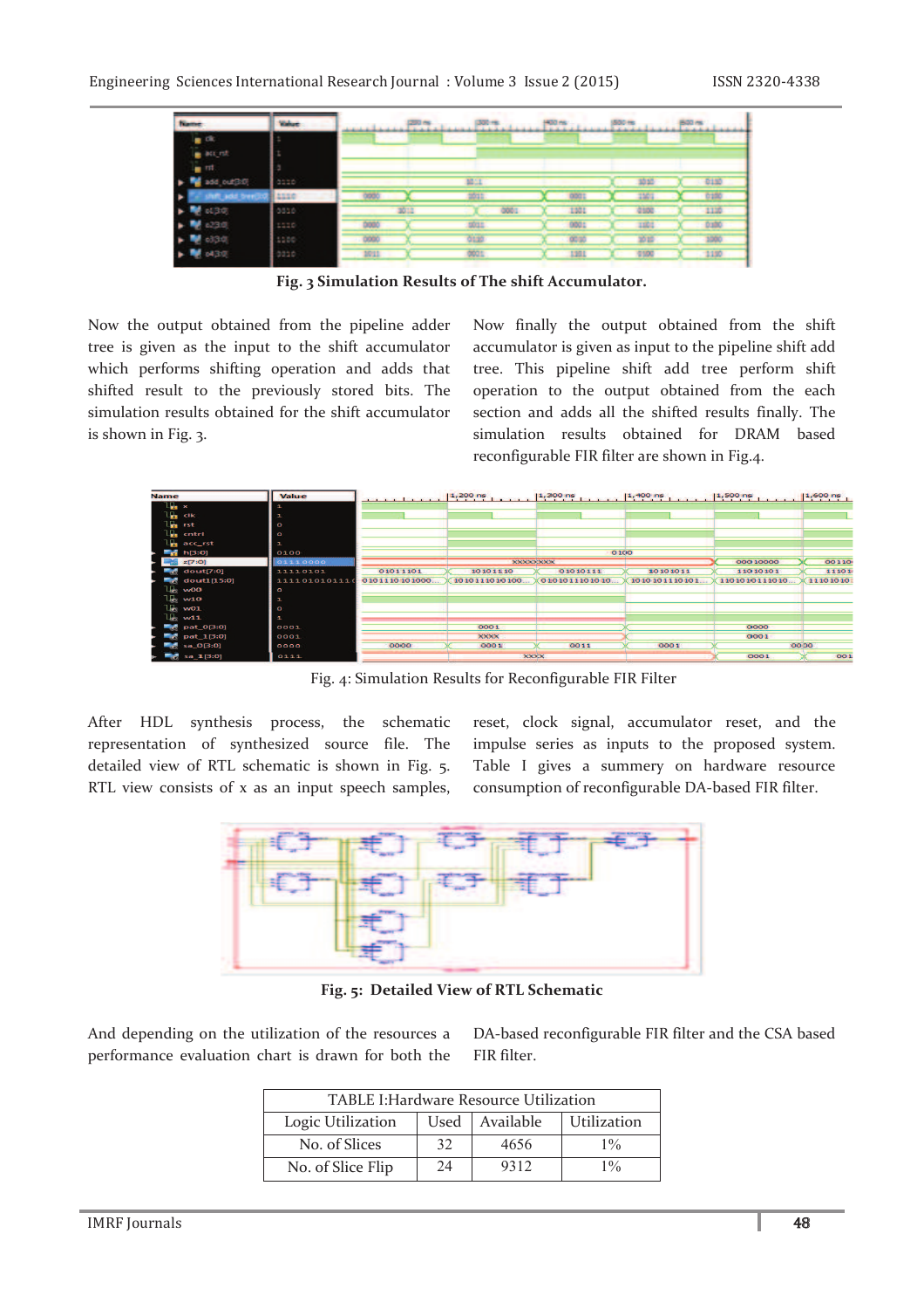**Fig. 3 Simulation Results of The shift Accumulator.**

Now the output obtained from the pipeline adder tree is given as the input to the shift accumulator which performs shifting operation and adds that shifted result to the previously stored bits. The simulation results obtained for the shift accumulator is shown in Fig. 3.

Now finally the output obtained from the shift accumulator is given as input to the pipeline shift add tree. This pipeline shift add tree perform shift operation to the output obtained from the each section and adds all the shifted results finally. The simulation results obtained for DRAM based reconfigurable FIR filter are shown in Fig.4.

Fig. 4: Simulation Results for Reconfigurable FIR Filter

After HDL synthesis process, the schematic representation of synthesized source file. The detailed view of RTL schematic is shown in Fig. 5. RTL view consists of x as an input speech samples, reset, clock signal, accumulator reset, and the impulse series as inputs to the proposed system. Table I gives a summery on hardware resource consumption of reconfigurable DA-based FIR filter.

**Fig. 5: Detailed View of RTL Schematic**

And depending on the utilization of the resources a performance evaluation chart is drawn for both the DA-based reconfigurable FIR filter and the CSA based FIR filter.

TABLE I:Hardware Resource Utilization

| Logic Utilization | Used | Available | Utilization |
|---|---|---|---|
| No. of Slices | 32 | 4656 | 1% |
| No. of Slice Flip | 24 | 9312 | 1% |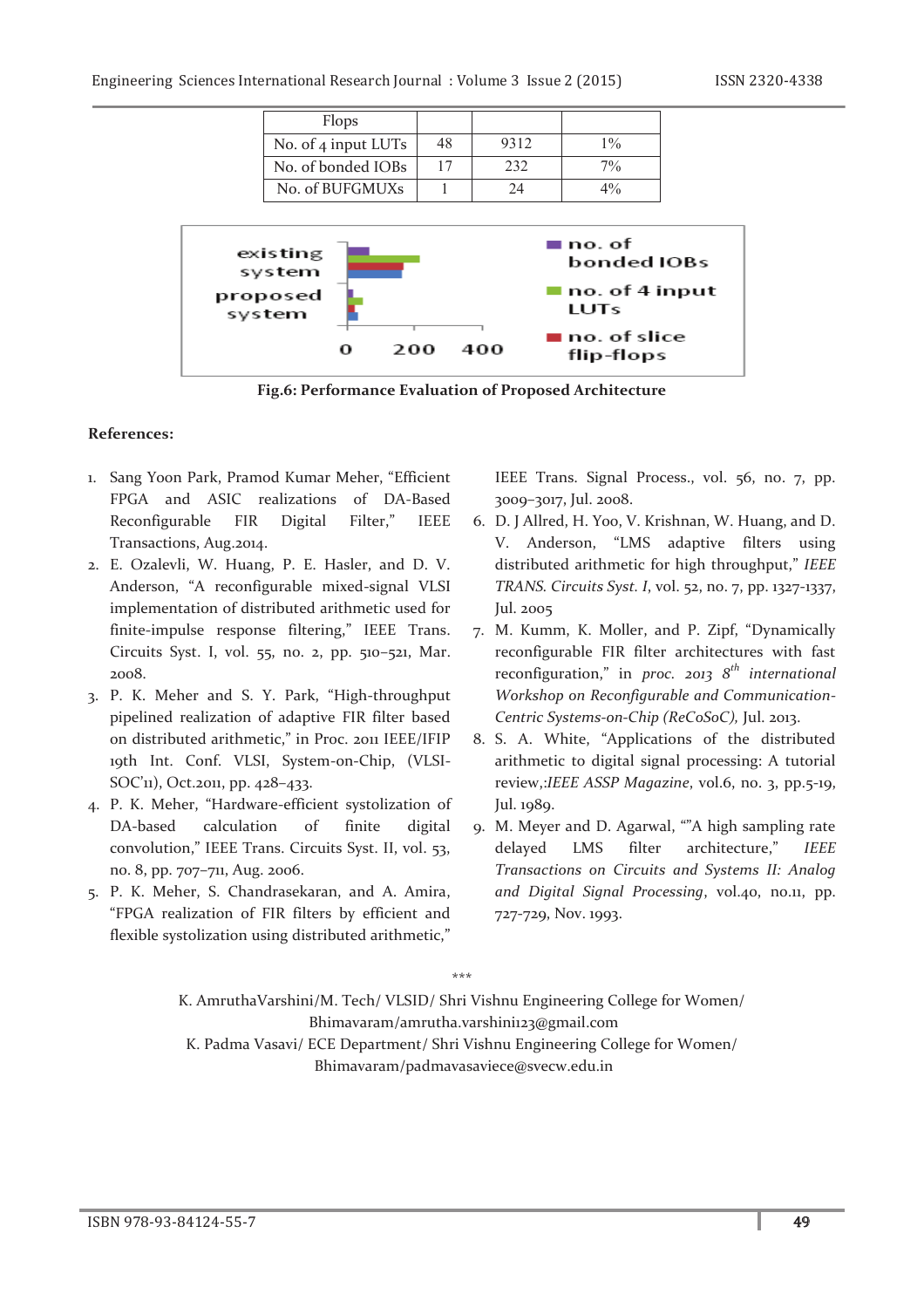| | | | |
|---|---|---|---|
| Flops | | | |
| No. of 4 input LUTs | 48 | 9312 | 1% |
| No. of bonded IOBs | 17 | 232 | 7% |
| No. of BUFGMUXs | 1 | 24 | 4% |

existing system

proposed system

0 200 400

no. of bonded IOBs

no. of 4 input LUTs

no. of slice flip-flops

**Fig.6: Performance Evaluation of Proposed Architecture**

**References:**

1. Sang Yoon Park, Pramod Kumar Meher, "Efficient FPGA and ASIC realizations of DA-Based Reconfigurable FIR Digital Filter," IEEE Transactions, Aug.2014.
2. E. Ozalevli, W. Huang, P. E. Hasler, and D. V. Anderson, "A reconfigurable mixed-signal VLSI implementation of distributed arithmetic used for finite-impulse response filtering," IEEE Trans. Circuits Syst. I, vol. 55, no. 2, pp. 510–521, Mar. 2008.
3. P. K. Meher and S. Y. Park, "High-throughput pipelined realization of adaptive FIR filter based on distributed arithmetic," in Proc. 2011 IEEE/IFIP 19th Int. Conf. VLSI, System-on-Chip, (VLSI-SOC'11), Oct.2011, pp. 428–433.
4. P. K. Meher, "Hardware-efficient systolization of DA-based calculation of finite digital convolution," IEEE Trans. Circuits Syst. II, vol. 53, no. 8, pp. 707–711, Aug. 2006.
5. P. K. Meher, S. Chandrasekaran, and A. Amira, "FPGA realization of FIR filters by efficient and flexible systolization using distributed arithmetic," IEEE Trans. Signal Process., vol. 56, no. 7, pp. 3009–3017, Jul. 2008.
6. D. J Allred, H. Yoo, V. Krishnan, W. Huang, and D. V. Anderson, "LMS adaptive filters using distributed arithmetic for high throughput," *IEEE TRANS. Circuits Syst. I*, vol. 52, no. 7, pp. 1327-1337, Jul. 2005
7. M. Kumm, K. Moller, and P. Zipf, "Dynamically reconfigurable FIR filter architectures with fast reconfiguration," in *proc. 2013 8th international Workshop on Reconfigurable and Communication-Centric Systems-on-Chip (ReCoSoC),* Jul. 2013.
8. S. A. White, "Applications of the distributed arithmetic to digital signal processing: A tutorial review,:*IEEE ASSP Magazine*, vol.6, no. 3, pp.5-19, Jul. 1989.
9. M. Meyer and D. Agarwal, ""A high sampling rate delayed LMS filter architecture," *IEEE Transactions on Circuits and Systems II: Analog and Digital Signal Processing*, vol.40, no.11, pp. 727-729, Nov. 1993.

\*\*\*

K. AmruthaVarshini/M. Tech/ VLSID/ Shri Vishnu Engineering College for Women/ Bhimavaram/amrutha.varshini123@gmail.com

K. Padma Vasavi/ ECE Department/ Shri Vishnu Engineering College for Women/ Bhimavaram/padmavasaviece@svecw.edu.in